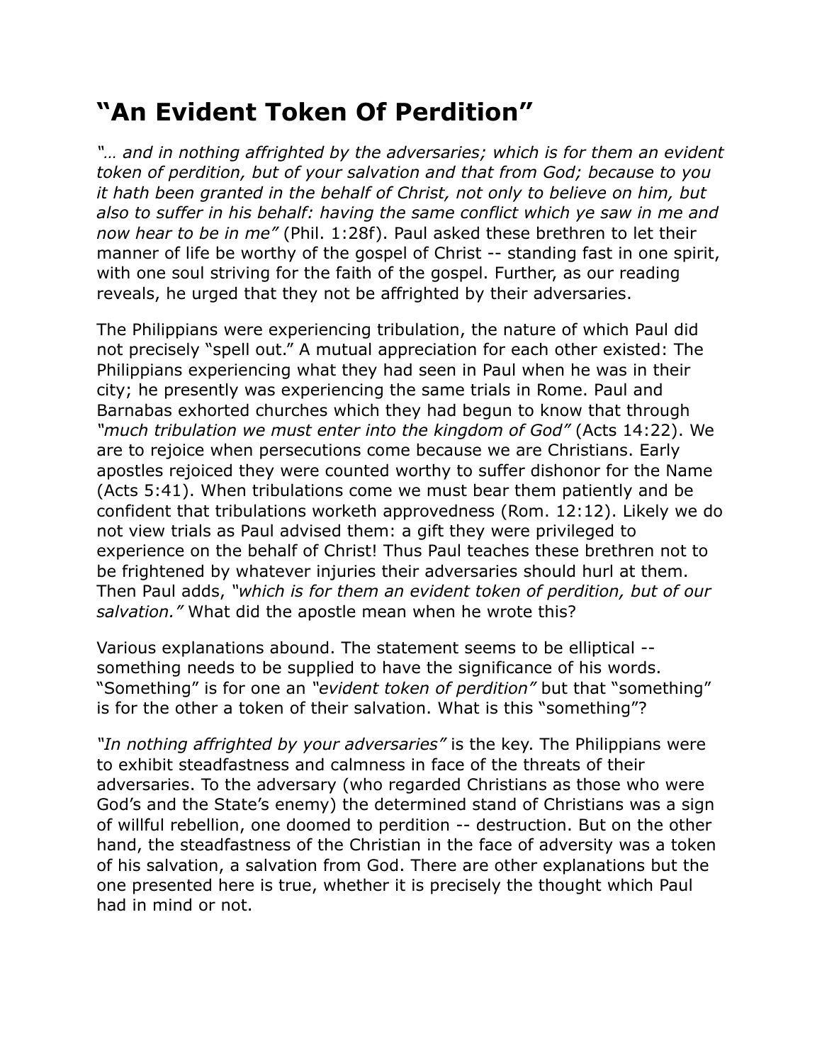# “An Evident Token Of Perdition”

*“… and in nothing affrighted by the adversaries; which is for them an evident token of perdition, but of your salvation and that from God; because to you it hath been granted in the behalf of Christ, not only to believe on him, but also to suffer in his behalf: having the same conflict which ye saw in me and now hear to be in me”* (Phil. 1:28f). Paul asked these brethren to let their manner of life be worthy of the gospel of Christ -- standing fast in one spirit, with one soul striving for the faith of the gospel. Further, as our reading reveals, he urged that they not be affrighted by their adversaries.

The Philippians were experiencing tribulation, the nature of which Paul did not precisely “spell out.” A mutual appreciation for each other existed: The Philippians experiencing what they had seen in Paul when he was in their city; he presently was experiencing the same trials in Rome. Paul and Barnabas exhorted churches which they had begun to know that through *“much tribulation we must enter into the kingdom of God”* (Acts 14:22). We are to rejoice when persecutions come because we are Christians. Early apostles rejoiced they were counted worthy to suffer dishonor for the Name (Acts 5:41). When tribulations come we must bear them patiently and be confident that tribulations worketh approvedness (Rom. 12:12). Likely we do not view trials as Paul advised them: a gift they were privileged to experience on the behalf of Christ! Thus Paul teaches these brethren not to be frightened by whatever injuries their adversaries should hurl at them. Then Paul adds, *“which is for them an evident token of perdition, but of our salvation.”* What did the apostle mean when he wrote this?

Various explanations abound. The statement seems to be elliptical -- something needs to be supplied to have the significance of his words. “Something” is for one an *“evident token of perdition”* but that “something” is for the other a token of their salvation. What is this “something”?

*“In nothing affrighted by your adversaries”* is the key. The Philippians were to exhibit steadfastness and calmness in face of the threats of their adversaries. To the adversary (who regarded Christians as those who were God’s and the State’s enemy) the determined stand of Christians was a sign of willful rebellion, one doomed to perdition -- destruction. But on the other hand, the steadfastness of the Christian in the face of adversity was a token of his salvation, a salvation from God. There are other explanations but the one presented here is true, whether it is precisely the thought which Paul had in mind or not.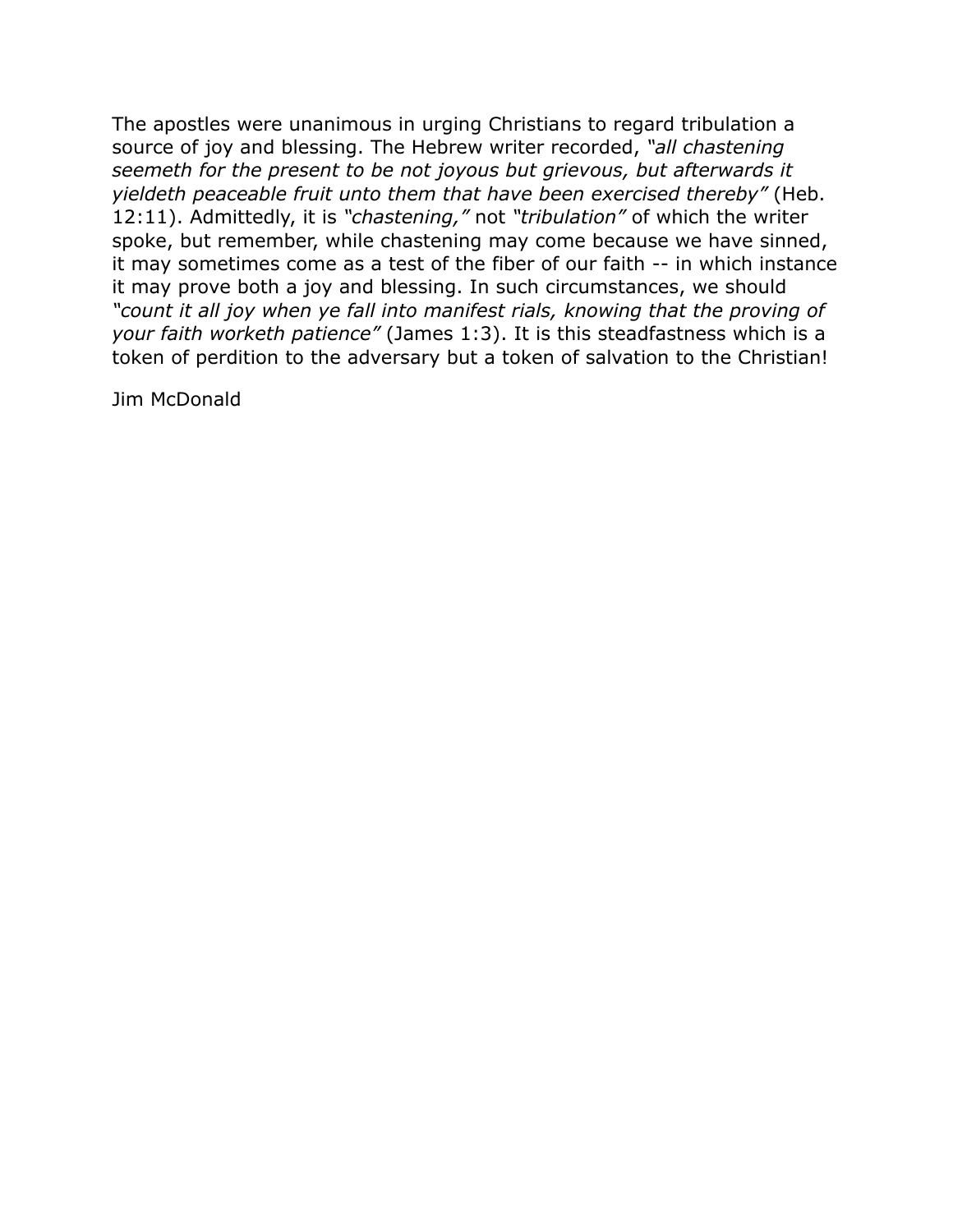The apostles were unanimous in urging Christians to regard tribulation a source of joy and blessing. The Hebrew writer recorded, *"all chastening seemeth for the present to be not joyous but grievous, but afterwards it yieldeth peaceable fruit unto them that have been exercised thereby"* (Heb. 12:11). Admittedly, it is *"chastening,"* not *"tribulation"* of which the writer spoke, but remember, while chastening may come because we have sinned, it may sometimes come as a test of the fiber of our faith -- in which instance it may prove both a joy and blessing. In such circumstances, we should *"count it all joy when ye fall into manifest rials, knowing that the proving of your faith worketh patience"* (James 1:3). It is this steadfastness which is a token of perdition to the adversary but a token of salvation to the Christian!

Jim McDonald